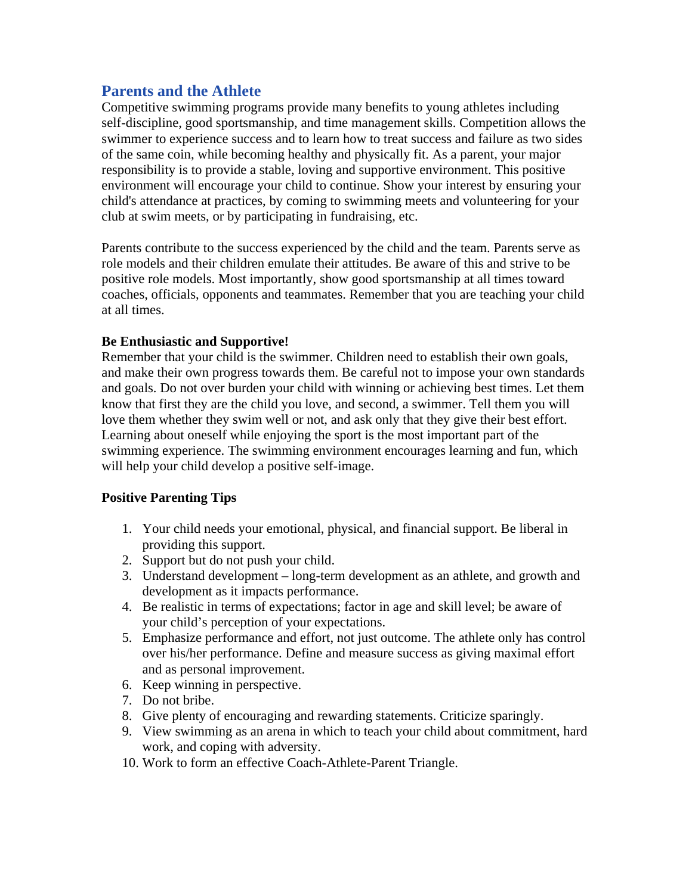## Parents and the Athlete

Competitive swimming programs provide many benefits to young athletes including self-discipline, good sportsmanship, and time management skills. Competition allows the swimmer to experience success and to learn how to treat success and failure as two sides of the same coin, while becoming healthy and physically fit. As a parent, your major responsibility is to provide a stable, loving and supportive environment. This positive environment will encourage your child to continue. Show your interest by ensuring your child's attendance at practices, by coming to swimming meets and volunteering for your club at swim meets, or by participating in fundraising, etc.

Parents contribute to the success experienced by the child and the team. Parents serve as role models and their children emulate their attitudes. Be aware of this and strive to be positive role models. Most importantly, show good sportsmanship at all times toward coaches, officials, opponents and teammates. Remember that you are teaching your child at all times.

**Be Enthusiastic and Supportive!**

Remember that your child is the swimmer. Children need to establish their own goals, and make their own progress towards them. Be careful not to impose your own standards and goals. Do not over burden your child with winning or achieving best times. Let them know that first they are the child you love, and second, a swimmer. Tell them you will love them whether they swim well or not, and ask only that they give their best effort. Learning about oneself while enjoying the sport is the most important part of the swimming experience. The swimming environment encourages learning and fun, which will help your child develop a positive self-image.

**Positive Parenting Tips**

1. Your child needs your emotional, physical, and financial support. Be liberal in providing this support.
2. Support but do not push your child.
3. Understand development – long-term development as an athlete, and growth and development as it impacts performance.
4. Be realistic in terms of expectations; factor in age and skill level; be aware of your child’s perception of your expectations.
5. Emphasize performance and effort, not just outcome. The athlete only has control over his/her performance. Define and measure success as giving maximal effort and as personal improvement.
6. Keep winning in perspective.
7. Do not bribe.
8. Give plenty of encouraging and rewarding statements. Criticize sparingly.
9. View swimming as an arena in which to teach your child about commitment, hard work, and coping with adversity.
10. Work to form an effective Coach-Athlete-Parent Triangle.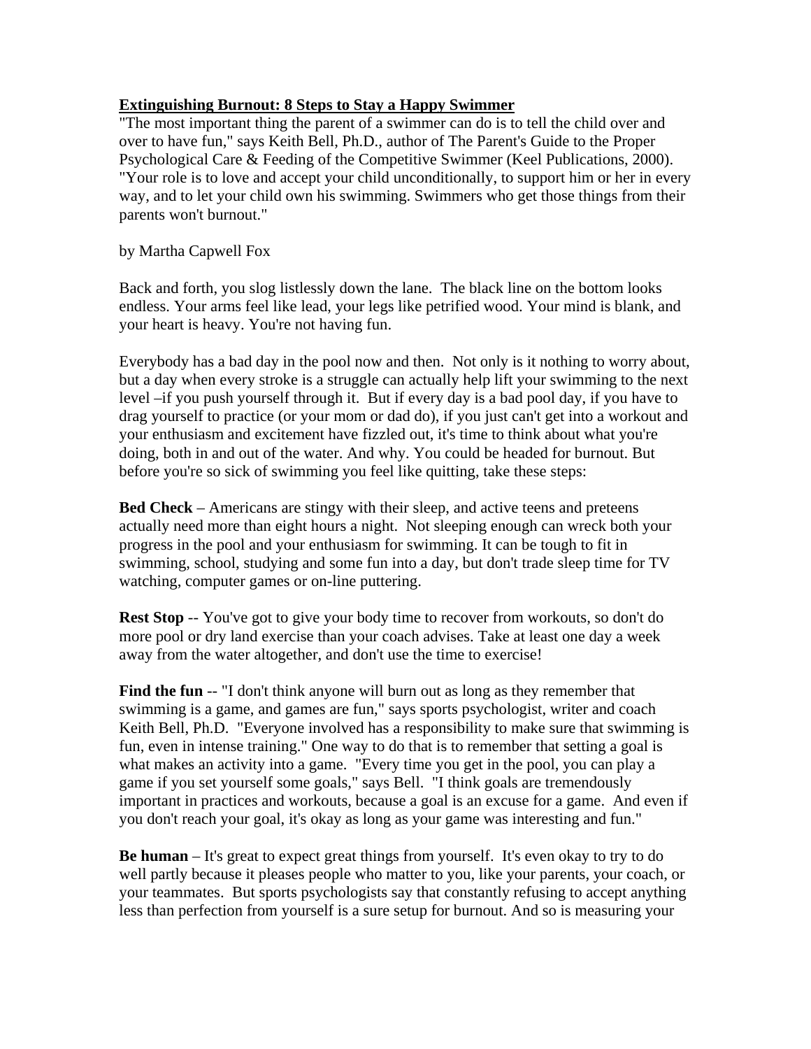**<u>Extinguishing Burnout: 8 Steps to Stay a Happy Swimmer</u>**

"The most important thing the parent of a swimmer can do is to tell the child over and over to have fun," says Keith Bell, Ph.D., author of The Parent's Guide to the Proper Psychological Care & Feeding of the Competitive Swimmer (Keel Publications, 2000). "Your role is to love and accept your child unconditionally, to support him or her in every way, and to let your child own his swimming. Swimmers who get those things from their parents won't burnout."

by Martha Capwell Fox

Back and forth, you slog listlessly down the lane. The black line on the bottom looks endless. Your arms feel like lead, your legs like petrified wood. Your mind is blank, and your heart is heavy. You're not having fun.

Everybody has a bad day in the pool now and then. Not only is it nothing to worry about, but a day when every stroke is a struggle can actually help lift your swimming to the next level –if you push yourself through it. But if every day is a bad pool day, if you have to drag yourself to practice (or your mom or dad do), if you just can't get into a workout and your enthusiasm and excitement have fizzled out, it's time to think about what you're doing, both in and out of the water. And why. You could be headed for burnout. But before you're so sick of swimming you feel like quitting, take these steps:

**Bed Check** – Americans are stingy with their sleep, and active teens and preteens actually need more than eight hours a night. Not sleeping enough can wreck both your progress in the pool and your enthusiasm for swimming. It can be tough to fit in swimming, school, studying and some fun into a day, but don't trade sleep time for TV watching, computer games or on-line puttering.

**Rest Stop** -- You've got to give your body time to recover from workouts, so don't do more pool or dry land exercise than your coach advises. Take at least one day a week away from the water altogether, and don't use the time to exercise!

**Find the fun** -- "I don't think anyone will burn out as long as they remember that swimming is a game, and games are fun," says sports psychologist, writer and coach Keith Bell, Ph.D. "Everyone involved has a responsibility to make sure that swimming is fun, even in intense training." One way to do that is to remember that setting a goal is what makes an activity into a game. "Every time you get in the pool, you can play a game if you set yourself some goals," says Bell. "I think goals are tremendously important in practices and workouts, because a goal is an excuse for a game. And even if you don't reach your goal, it's okay as long as your game was interesting and fun."

**Be human** – It's great to expect great things from yourself. It's even okay to try to do well partly because it pleases people who matter to you, like your parents, your coach, or your teammates. But sports psychologists say that constantly refusing to accept anything less than perfection from yourself is a sure setup for burnout. And so is measuring your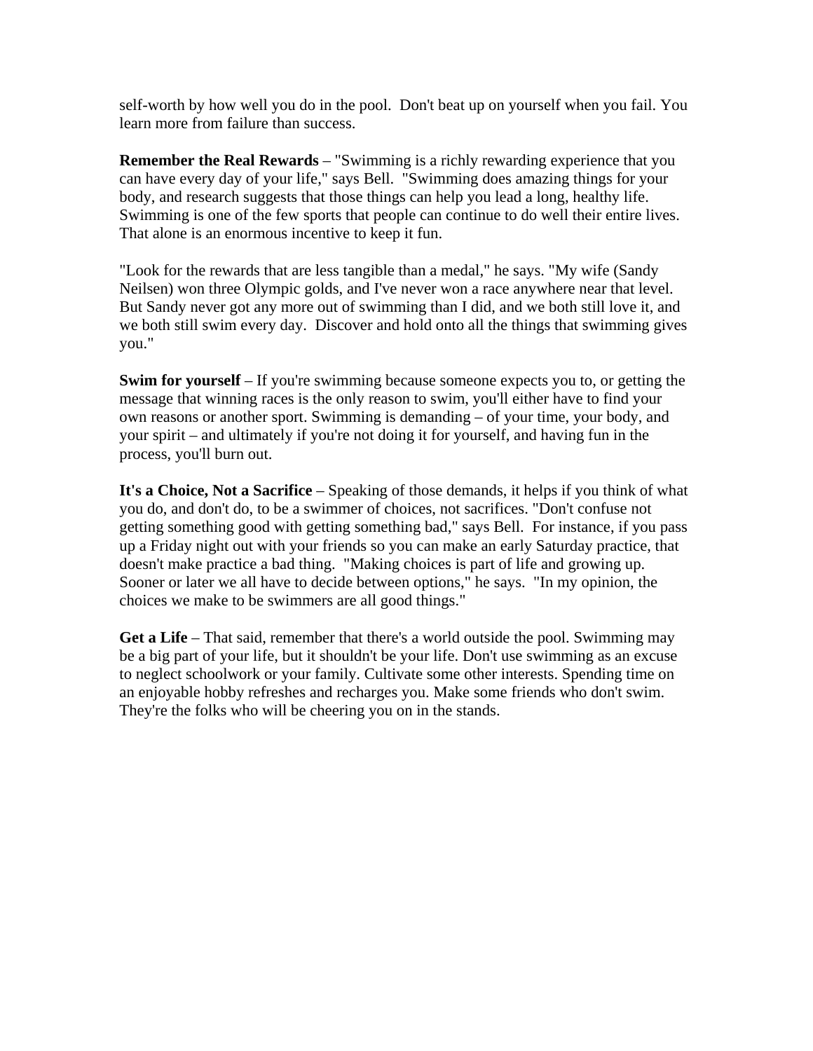self-worth by how well you do in the pool. Don't beat up on yourself when you fail. You learn more from failure than success.

**Remember the Real Rewards** – "Swimming is a richly rewarding experience that you can have every day of your life," says Bell. "Swimming does amazing things for your body, and research suggests that those things can help you lead a long, healthy life. Swimming is one of the few sports that people can continue to do well their entire lives. That alone is an enormous incentive to keep it fun.

"Look for the rewards that are less tangible than a medal," he says. "My wife (Sandy Neilsen) won three Olympic golds, and I've never won a race anywhere near that level. But Sandy never got any more out of swimming than I did, and we both still love it, and we both still swim every day. Discover and hold onto all the things that swimming gives you."

**Swim for yourself** – If you're swimming because someone expects you to, or getting the message that winning races is the only reason to swim, you'll either have to find your own reasons or another sport. Swimming is demanding – of your time, your body, and your spirit – and ultimately if you're not doing it for yourself, and having fun in the process, you'll burn out.

**It's a Choice, Not a Sacrifice** – Speaking of those demands, it helps if you think of what you do, and don't do, to be a swimmer of choices, not sacrifices. "Don't confuse not getting something good with getting something bad," says Bell. For instance, if you pass up a Friday night out with your friends so you can make an early Saturday practice, that doesn't make practice a bad thing. "Making choices is part of life and growing up. Sooner or later we all have to decide between options," he says. "In my opinion, the choices we make to be swimmers are all good things."

**Get a Life** – That said, remember that there's a world outside the pool. Swimming may be a big part of your life, but it shouldn't be your life. Don't use swimming as an excuse to neglect schoolwork or your family. Cultivate some other interests. Spending time on an enjoyable hobby refreshes and recharges you. Make some friends who don't swim. They're the folks who will be cheering you on in the stands.